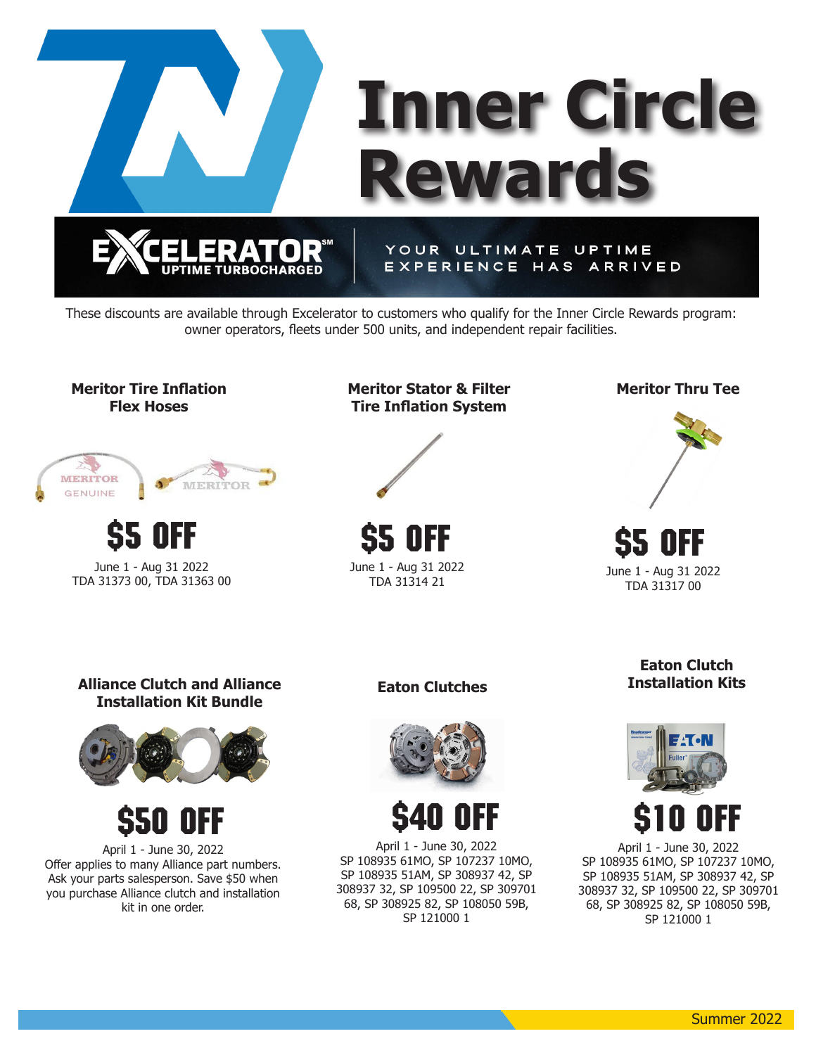# Inner Circle Rewards

**EXCELERATOR℠** UPTIME TURBOCHARGED

YOUR ULTIMATE UPTIME EXPERIENCE HAS ARRIVED

These discounts are available through Excelerator to customers who qualify for the Inner Circle Rewards program: owner operators, fleets under 500 units, and independent repair facilities.

### Meritor Tire Inflation Flex Hoses

**$5 OFF**

June 1 - Aug 31 2022
TDA 31373 00, TDA 31363 00

### Meritor Stator & Filter Tire Inflation System

**$5 OFF**

June 1 - Aug 31 2022
TDA 31314 21

### Meritor Thru Tee

**$5 OFF**

June 1 - Aug 31 2022
TDA 31317 00

### Alliance Clutch and Alliance Installation Kit Bundle

**$50 OFF**

April 1 - June 30, 2022
Offer applies to many Alliance part numbers. Ask your parts salesperson. Save $50 when you purchase Alliance clutch and installation kit in one order.

### Eaton Clutches

**$40 OFF**

April 1 - June 30, 2022
SP 108935 61MO, SP 107237 10MO, SP 108935 51AM, SP 308937 42, SP 308937 32, SP 109500 22, SP 309701 68, SP 308925 82, SP 108050 59B, SP 121000 1

### Eaton Clutch Installation Kits

**$10 OFF**

April 1 - June 30, 2022
SP 108935 61MO, SP 107237 10MO, SP 108935 51AM, SP 308937 42, SP 308937 32, SP 109500 22, SP 309701 68, SP 308925 82, SP 108050 59B, SP 121000 1

Summer 2022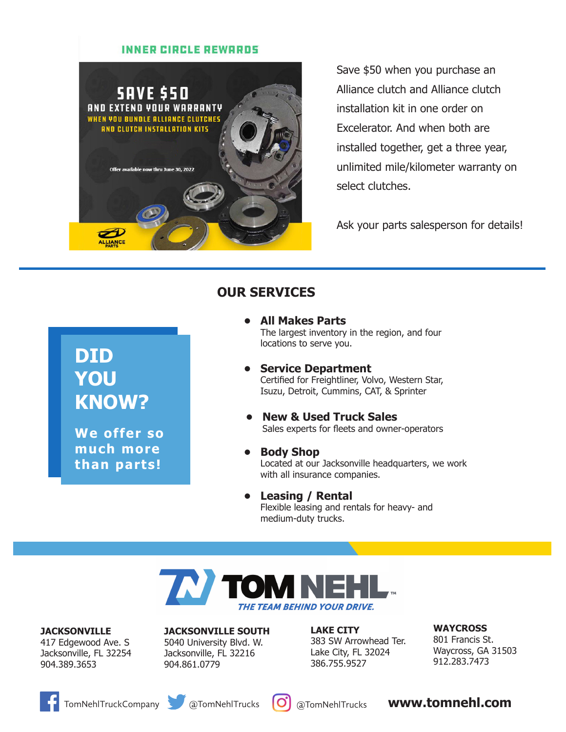**INNER CIRCLE REWARDS**

**SAVE $50**
**AND EXTEND YOUR WARRANTY**
**WHEN YOU BUNDLE ALLIANCE CLUTCHES AND CLUTCH INSTALLATION KITS**

Offer available now thru June 30, 2022

ALLIANCE PARTS

Save $50 when you purchase an Alliance clutch and Alliance clutch installation kit in one order on Excelerator. And when both are installed together, get a three year, unlimited mile/kilometer warranty on select clutches.

Ask your parts salesperson for details!

## OUR SERVICES

**DID YOU KNOW?**

**We offer so much more than parts!**

- **All Makes Parts**
  The largest inventory in the region, and four locations to serve you.
- **Service Department**
  Certified for Freightliner, Volvo, Western Star, Isuzu, Detroit, Cummins, CAT, & Sprinter
- **New & Used Truck Sales**
  Sales experts for fleets and owner-operators
- **Body Shop**
  Located at our Jacksonville headquarters, we work with all insurance companies.
- **Leasing / Rental**
  Flexible leasing and rentals for heavy- and medium-duty trucks.

**TOM NEHL**™
*THE TEAM BEHIND YOUR DRIVE.*

**JACKSONVILLE**
417 Edgewood Ave. S
Jacksonville, FL 32254
904.389.3653

**JACKSONVILLE SOUTH**
5040 University Blvd. W.
Jacksonville, FL 32216
904.861.0779

**LAKE CITY**
383 SW Arrowhead Ter.
Lake City, FL 32024
386.755.9527

**WAYCROSS**
801 Francis St.
Waycross, GA 31503
912.283.7473

TomNehlTruckCompany | @TomNehlTrucks | @TomNehlTrucks | **www.tomnehl.com**